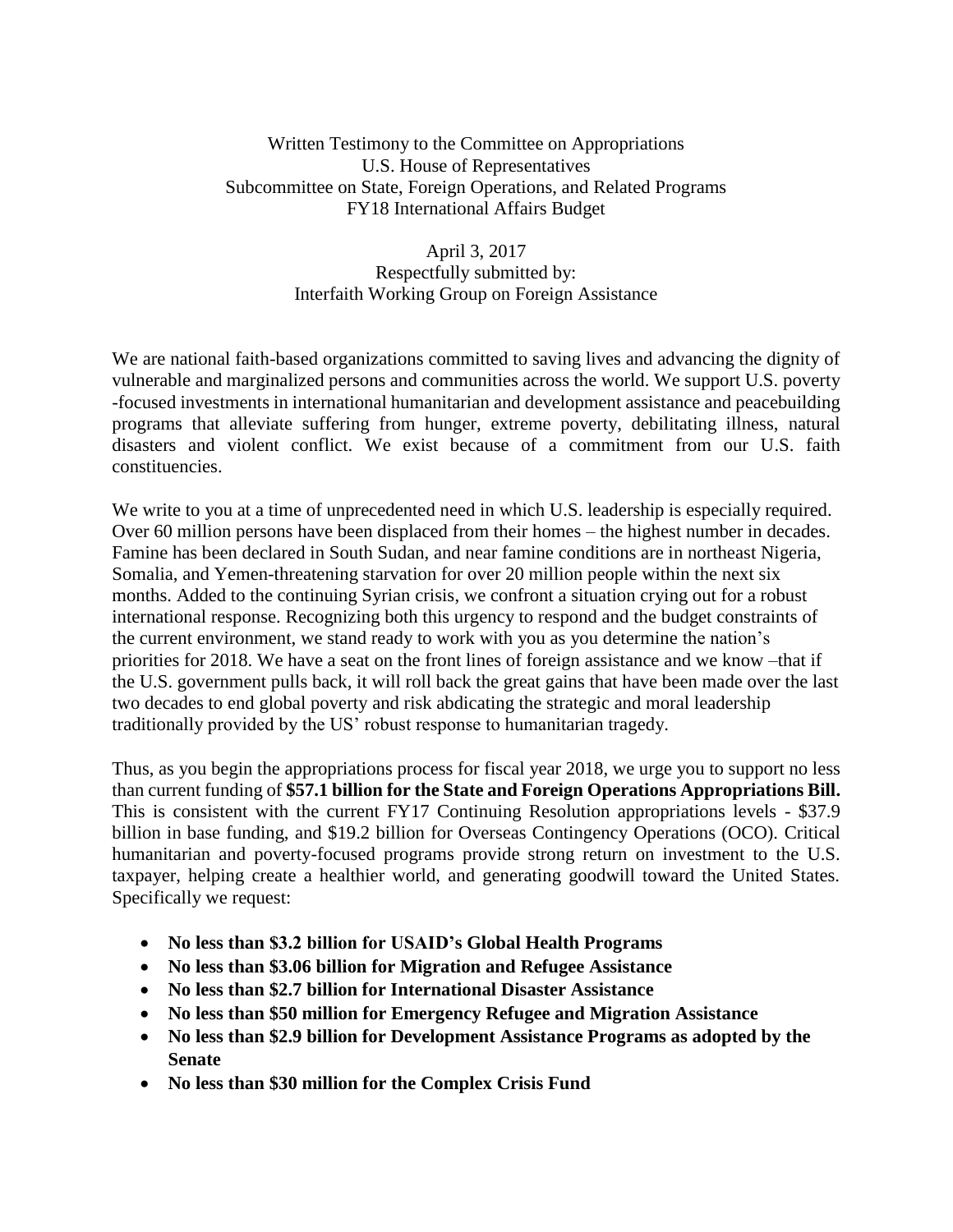Written Testimony to the Committee on Appropriations
U.S. House of Representatives
Subcommittee on State, Foreign Operations, and Related Programs
FY18 International Affairs Budget

April 3, 2017
Respectfully submitted by:
Interfaith Working Group on Foreign Assistance

We are national faith-based organizations committed to saving lives and advancing the dignity of vulnerable and marginalized persons and communities across the world. We support U.S. poverty -focused investments in international humanitarian and development assistance and peacebuilding programs that alleviate suffering from hunger, extreme poverty, debilitating illness, natural disasters and violent conflict. We exist because of a commitment from our U.S. faith constituencies.

We write to you at a time of unprecedented need in which U.S. leadership is especially required. Over 60 million persons have been displaced from their homes – the highest number in decades. Famine has been declared in South Sudan, and near famine conditions are in northeast Nigeria, Somalia, and Yemen-threatening starvation for over 20 million people within the next six months. Added to the continuing Syrian crisis, we confront a situation crying out for a robust international response. Recognizing both this urgency to respond and the budget constraints of the current environment, we stand ready to work with you as you determine the nation's priorities for 2018. We have a seat on the front lines of foreign assistance and we know –that if the U.S. government pulls back, it will roll back the great gains that have been made over the last two decades to end global poverty and risk abdicating the strategic and moral leadership traditionally provided by the US' robust response to humanitarian tragedy.

Thus, as you begin the appropriations process for fiscal year 2018, we urge you to support no less than current funding of **$57.1 billion for the State and Foreign Operations Appropriations Bill.** This is consistent with the current FY17 Continuing Resolution appropriations levels - $37.9 billion in base funding, and $19.2 billion for Overseas Contingency Operations (OCO). Critical humanitarian and poverty-focused programs provide strong return on investment to the U.S. taxpayer, helping create a healthier world, and generating goodwill toward the United States. Specifically we request:

- **No less than $3.2 billion for USAID's Global Health Programs**
- **No less than $3.06 billion for Migration and Refugee Assistance**
- **No less than $2.7 billion for International Disaster Assistance**
- **No less than $50 million for Emergency Refugee and Migration Assistance**
- **No less than $2.9 billion for Development Assistance Programs as adopted by the Senate**
- **No less than $30 million for the Complex Crisis Fund**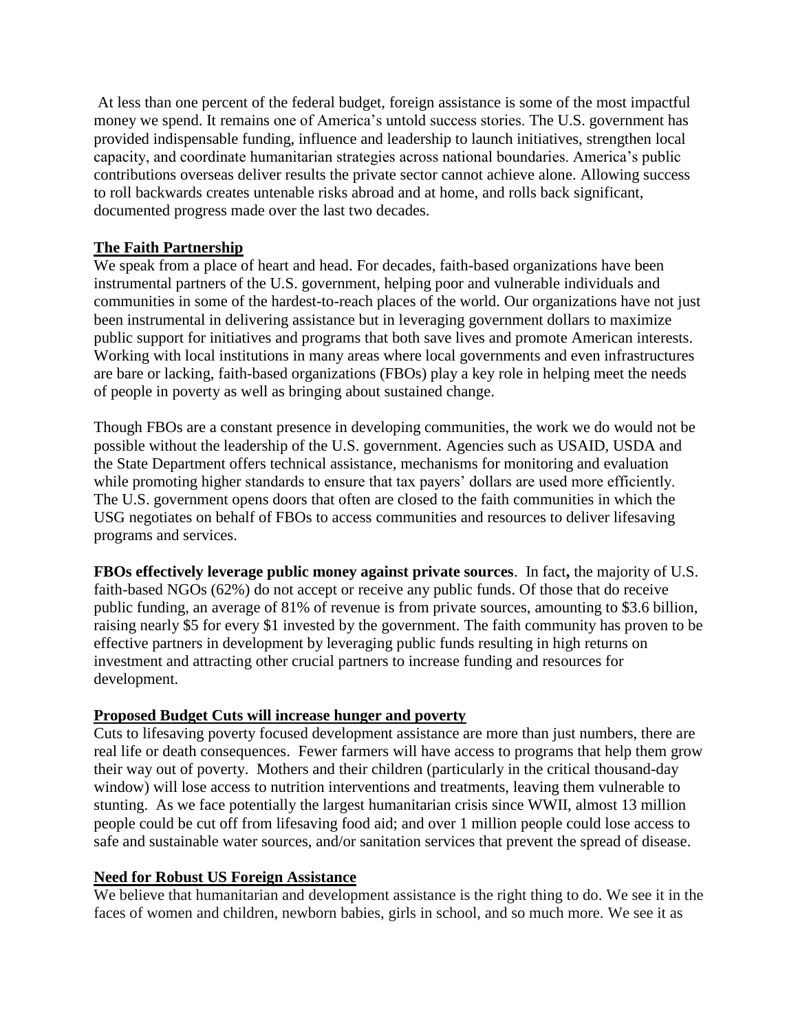At less than one percent of the federal budget, foreign assistance is some of the most impactful money we spend. It remains one of America's untold success stories. The U.S. government has provided indispensable funding, influence and leadership to launch initiatives, strengthen local capacity, and coordinate humanitarian strategies across national boundaries. America's public contributions overseas deliver results the private sector cannot achieve alone. Allowing success to roll backwards creates untenable risks abroad and at home, and rolls back significant, documented progress made over the last two decades.

## The Faith Partnership

We speak from a place of heart and head. For decades, faith-based organizations have been instrumental partners of the U.S. government, helping poor and vulnerable individuals and communities in some of the hardest-to-reach places of the world. Our organizations have not just been instrumental in delivering assistance but in leveraging government dollars to maximize public support for initiatives and programs that both save lives and promote American interests. Working with local institutions in many areas where local governments and even infrastructures are bare or lacking, faith-based organizations (FBOs) play a key role in helping meet the needs of people in poverty as well as bringing about sustained change.

Though FBOs are a constant presence in developing communities, the work we do would not be possible without the leadership of the U.S. government. Agencies such as USAID, USDA and the State Department offers technical assistance, mechanisms for monitoring and evaluation while promoting higher standards to ensure that tax payers' dollars are used more efficiently. The U.S. government opens doors that often are closed to the faith communities in which the USG negotiates on behalf of FBOs to access communities and resources to deliver lifesaving programs and services.

**FBOs effectively leverage public money against private sources**. In fact**,** the majority of U.S. faith-based NGOs (62%) do not accept or receive any public funds. Of those that do receive public funding, an average of 81% of revenue is from private sources, amounting to \$3.6 billion, raising nearly \$5 for every \$1 invested by the government. The faith community has proven to be effective partners in development by leveraging public funds resulting in high returns on investment and attracting other crucial partners to increase funding and resources for development.

## Proposed Budget Cuts will increase hunger and poverty

Cuts to lifesaving poverty focused development assistance are more than just numbers, there are real life or death consequences. Fewer farmers will have access to programs that help them grow their way out of poverty. Mothers and their children (particularly in the critical thousand-day window) will lose access to nutrition interventions and treatments, leaving them vulnerable to stunting. As we face potentially the largest humanitarian crisis since WWII, almost 13 million people could be cut off from lifesaving food aid; and over 1 million people could lose access to safe and sustainable water sources, and/or sanitation services that prevent the spread of disease.

## Need for Robust US Foreign Assistance

We believe that humanitarian and development assistance is the right thing to do. We see it in the faces of women and children, newborn babies, girls in school, and so much more. We see it as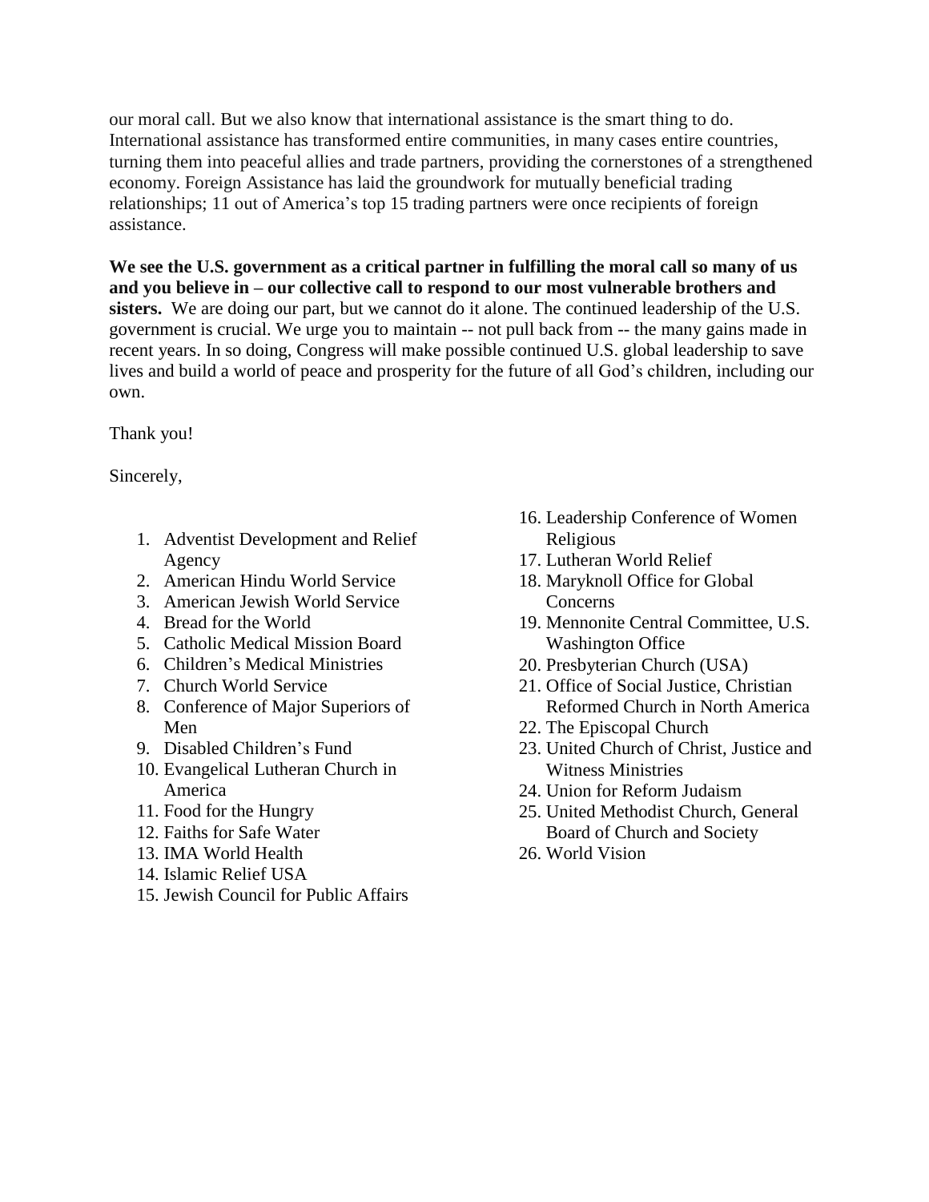our moral call. But we also know that international assistance is the smart thing to do. International assistance has transformed entire communities, in many cases entire countries, turning them into peaceful allies and trade partners, providing the cornerstones of a strengthened economy. Foreign Assistance has laid the groundwork for mutually beneficial trading relationships; 11 out of America's top 15 trading partners were once recipients of foreign assistance.

**We see the U.S. government as a critical partner in fulfilling the moral call so many of us and you believe in – our collective call to respond to our most vulnerable brothers and sisters.** We are doing our part, but we cannot do it alone. The continued leadership of the U.S. government is crucial. We urge you to maintain -- not pull back from -- the many gains made in recent years. In so doing, Congress will make possible continued U.S. global leadership to save lives and build a world of peace and prosperity for the future of all God's children, including our own.

Thank you!

Sincerely,

1. Adventist Development and Relief Agency
2. American Hindu World Service
3. American Jewish World Service
4. Bread for the World
5. Catholic Medical Mission Board
6. Children's Medical Ministries
7. Church World Service
8. Conference of Major Superiors of Men
9. Disabled Children's Fund
10. Evangelical Lutheran Church in America
11. Food for the Hungry
12. Faiths for Safe Water
13. IMA World Health
14. Islamic Relief USA
15. Jewish Council for Public Affairs
16. Leadership Conference of Women Religious
17. Lutheran World Relief
18. Maryknoll Office for Global Concerns
19. Mennonite Central Committee, U.S. Washington Office
20. Presbyterian Church (USA)
21. Office of Social Justice, Christian Reformed Church in North America
22. The Episcopal Church
23. United Church of Christ, Justice and Witness Ministries
24. Union for Reform Judaism
25. United Methodist Church, General Board of Church and Society
26. World Vision